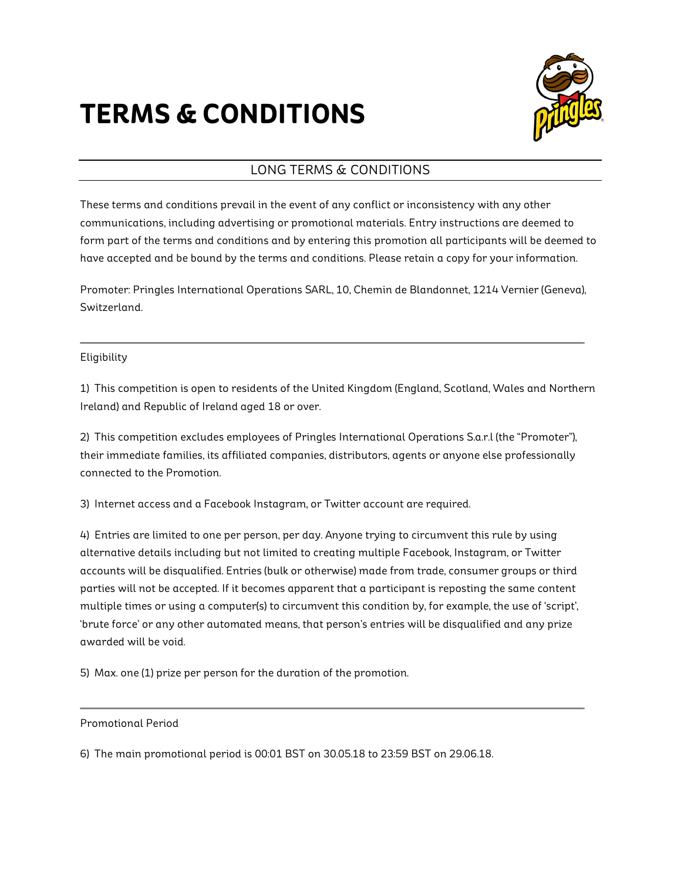# TERMS & CONDITIONS

## LONG TERMS & CONDITIONS

These terms and conditions prevail in the event of any conflict or inconsistency with any other communications, including advertising or promotional materials. Entry instructions are deemed to form part of the terms and conditions and by entering this promotion all participants will be deemed to have accepted and be bound by the terms and conditions. Please retain a copy for your information.

Promoter: Pringles International Operations SARL, 10, Chemin de Blandonnet, 1214 Vernier (Geneva), Switzerland.

---

### Eligibility

1) This competition is open to residents of the United Kingdom (England, Scotland, Wales and Northern Ireland) and Republic of Ireland aged 18 or over.

2) This competition excludes employees of Pringles International Operations S.a.r.l (the "Promoter"), their immediate families, its affiliated companies, distributors, agents or anyone else professionally connected to the Promotion.

3) Internet access and a Facebook Instagram, or Twitter account are required.

4) Entries are limited to one per person, per day. Anyone trying to circumvent this rule by using alternative details including but not limited to creating multiple Facebook, Instagram, or Twitter accounts will be disqualified. Entries (bulk or otherwise) made from trade, consumer groups or third parties will not be accepted. If it becomes apparent that a participant is reposting the same content multiple times or using a computer(s) to circumvent this condition by, for example, the use of 'script', 'brute force' or any other automated means, that person's entries will be disqualified and any prize awarded will be void.

5) Max. one (1) prize per person for the duration of the promotion.

---

### Promotional Period

6) The main promotional period is 00:01 BST on 30.05.18 to 23:59 BST on 29.06.18.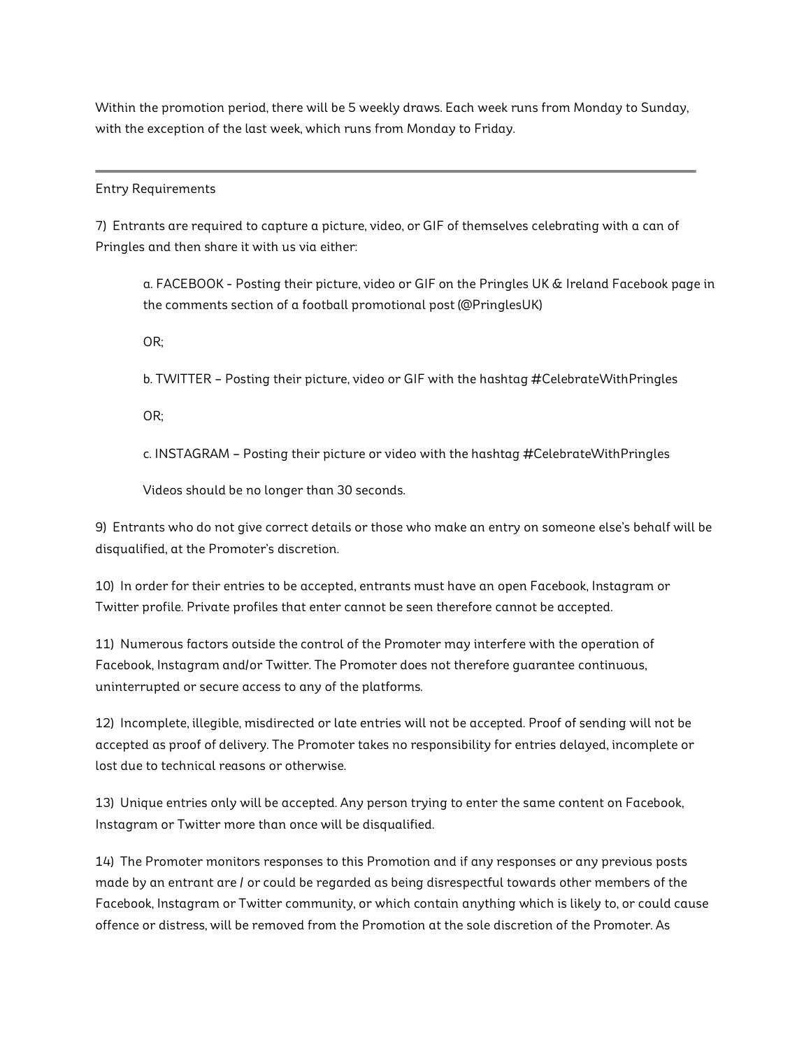Within the promotion period, there will be 5 weekly draws. Each week runs from Monday to Sunday, with the exception of the last week, which runs from Monday to Friday.

---

Entry Requirements

7) Entrants are required to capture a picture, video, or GIF of themselves celebrating with a can of Pringles and then share it with us via either:

> a. FACEBOOK - Posting their picture, video or GIF on the Pringles UK & Ireland Facebook page in the comments section of a football promotional post (@PringlesUK)
>
> OR;
>
> b. TWITTER – Posting their picture, video or GIF with the hashtag #CelebrateWithPringles
>
> OR;
>
> c. INSTAGRAM – Posting their picture or video with the hashtag #CelebrateWithPringles
>
> Videos should be no longer than 30 seconds.

9) Entrants who do not give correct details or those who make an entry on someone else's behalf will be disqualified, at the Promoter's discretion.

10) In order for their entries to be accepted, entrants must have an open Facebook, Instagram or Twitter profile. Private profiles that enter cannot be seen therefore cannot be accepted.

11) Numerous factors outside the control of the Promoter may interfere with the operation of Facebook, Instagram and/or Twitter. The Promoter does not therefore guarantee continuous, uninterrupted or secure access to any of the platforms.

12) Incomplete, illegible, misdirected or late entries will not be accepted. Proof of sending will not be accepted as proof of delivery. The Promoter takes no responsibility for entries delayed, incomplete or lost due to technical reasons or otherwise.

13) Unique entries only will be accepted. Any person trying to enter the same content on Facebook, Instagram or Twitter more than once will be disqualified.

14) The Promoter monitors responses to this Promotion and if any responses or any previous posts made by an entrant are / or could be regarded as being disrespectful towards other members of the Facebook, Instagram or Twitter community, or which contain anything which is likely to, or could cause offence or distress, will be removed from the Promotion at the sole discretion of the Promoter. As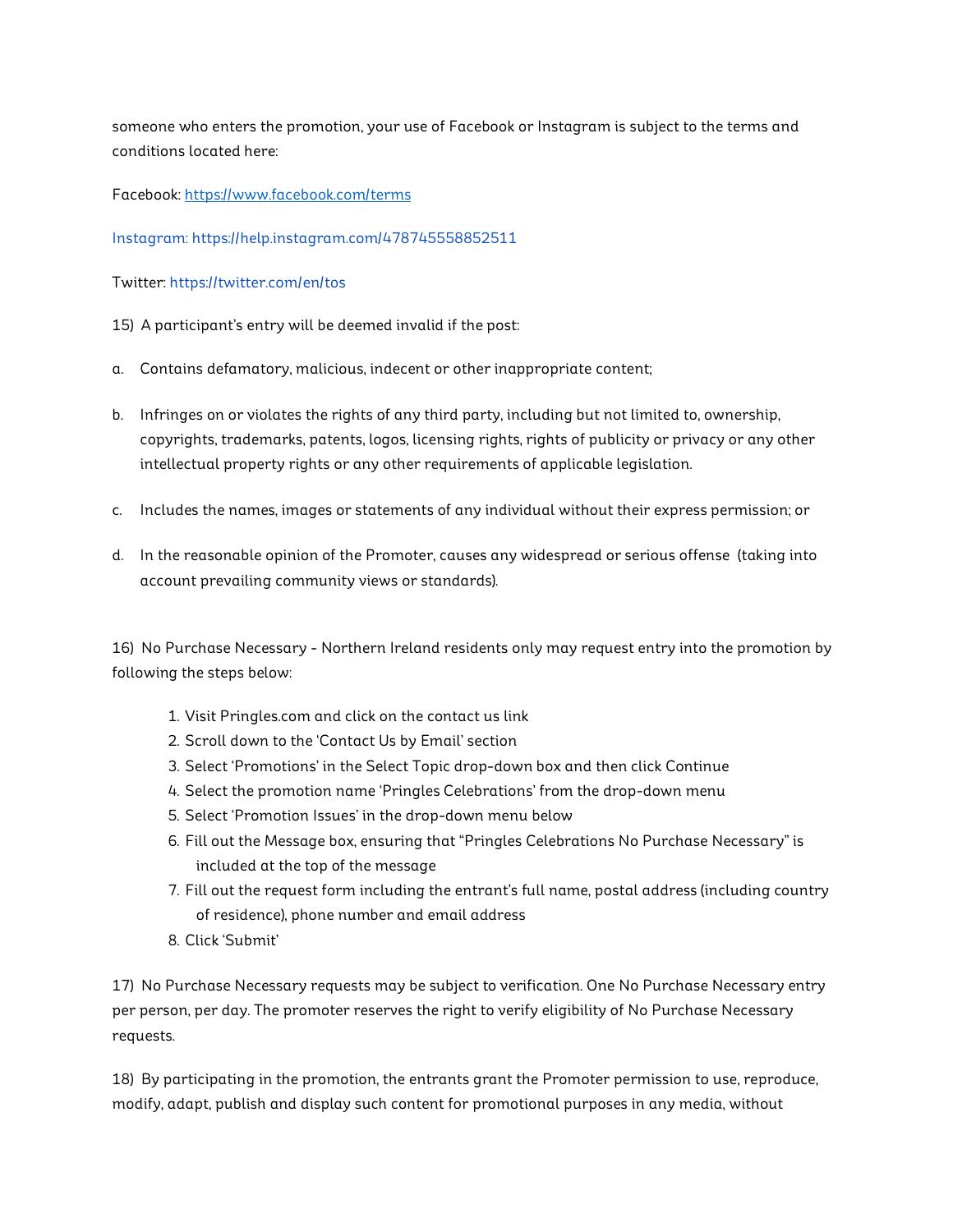someone who enters the promotion, your use of Facebook or Instagram is subject to the terms and conditions located here:

Facebook: https://www.facebook.com/terms

Instagram: https://help.instagram.com/478745558852511

Twitter: https://twitter.com/en/tos

15) A participant's entry will be deemed invalid if the post:

a. Contains defamatory, malicious, indecent or other inappropriate content;

b. Infringes on or violates the rights of any third party, including but not limited to, ownership, copyrights, trademarks, patents, logos, licensing rights, rights of publicity or privacy or any other intellectual property rights or any other requirements of applicable legislation.

c. Includes the names, images or statements of any individual without their express permission; or

d. In the reasonable opinion of the Promoter, causes any widespread or serious offense (taking into account prevailing community views or standards).

16) No Purchase Necessary - Northern Ireland residents only may request entry into the promotion by following the steps below:

1. Visit Pringles.com and click on the contact us link
2. Scroll down to the 'Contact Us by Email' section
3. Select 'Promotions' in the Select Topic drop-down box and then click Continue
4. Select the promotion name 'Pringles Celebrations' from the drop-down menu
5. Select 'Promotion Issues' in the drop-down menu below
6. Fill out the Message box, ensuring that "Pringles Celebrations No Purchase Necessary" is included at the top of the message
7. Fill out the request form including the entrant's full name, postal address (including country of residence), phone number and email address
8. Click 'Submit'

17) No Purchase Necessary requests may be subject to verification. One No Purchase Necessary entry per person, per day. The promoter reserves the right to verify eligibility of No Purchase Necessary requests.

18) By participating in the promotion, the entrants grant the Promoter permission to use, reproduce, modify, adapt, publish and display such content for promotional purposes in any media, without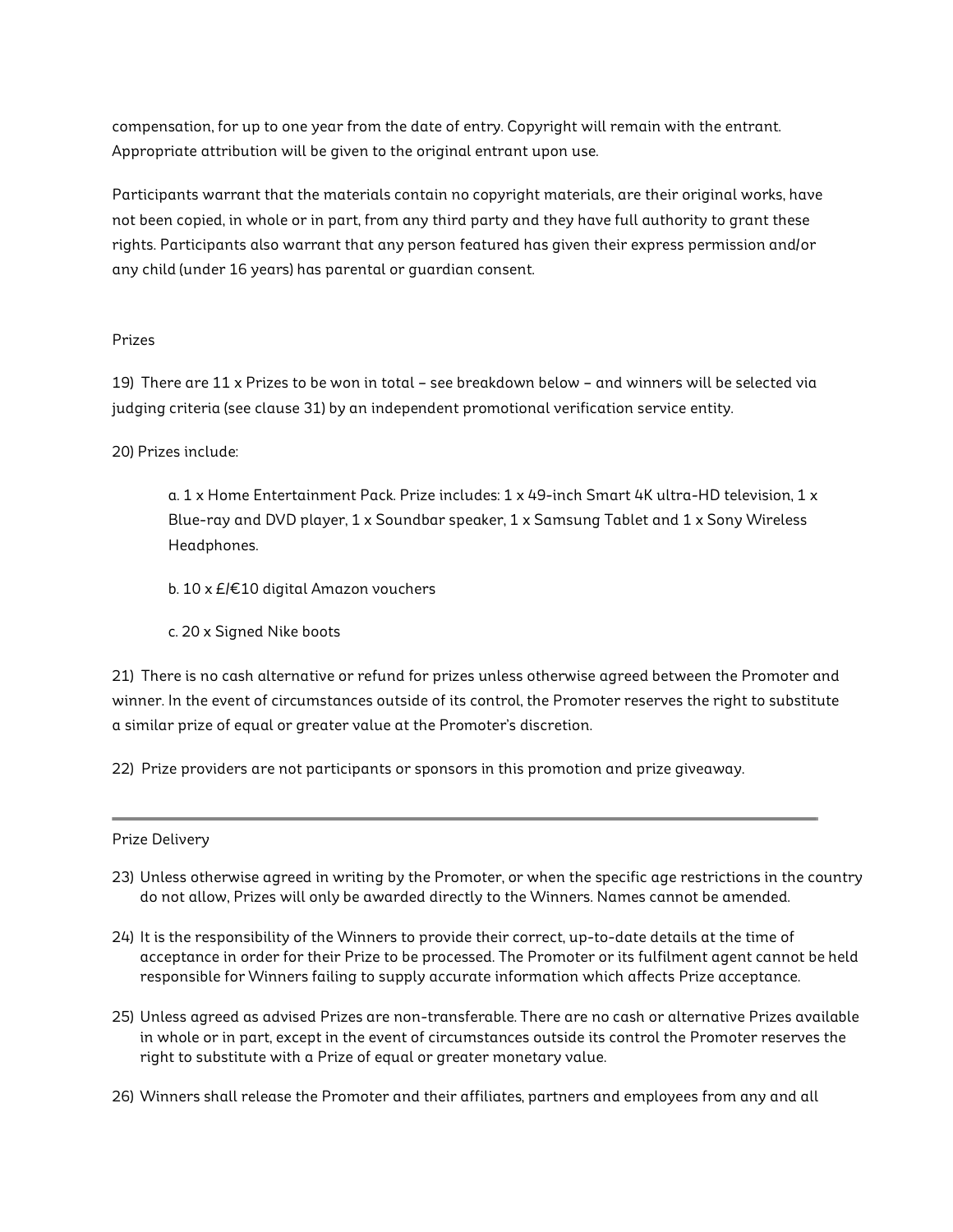compensation, for up to one year from the date of entry. Copyright will remain with the entrant. Appropriate attribution will be given to the original entrant upon use.

Participants warrant that the materials contain no copyright materials, are their original works, have not been copied, in whole or in part, from any third party and they have full authority to grant these rights. Participants also warrant that any person featured has given their express permission and/or any child (under 16 years) has parental or guardian consent.

## Prizes

19) There are 11 x Prizes to be won in total – see breakdown below – and winners will be selected via judging criteria (see clause 31) by an independent promotional verification service entity.

20) Prizes include:

> a. 1 x Home Entertainment Pack. Prize includes: 1 x 49-inch Smart 4K ultra-HD television, 1 x Blue-ray and DVD player, 1 x Soundbar speaker, 1 x Samsung Tablet and 1 x Sony Wireless Headphones.
>
> b. 10 x £/€10 digital Amazon vouchers
>
> c. 20 x Signed Nike boots

21) There is no cash alternative or refund for prizes unless otherwise agreed between the Promoter and winner. In the event of circumstances outside of its control, the Promoter reserves the right to substitute a similar prize of equal or greater value at the Promoter's discretion.

22) Prize providers are not participants or sponsors in this promotion and prize giveaway.

---

## Prize Delivery

23) Unless otherwise agreed in writing by the Promoter, or when the specific age restrictions in the country do not allow, Prizes will only be awarded directly to the Winners. Names cannot be amended.

24) It is the responsibility of the Winners to provide their correct, up-to-date details at the time of acceptance in order for their Prize to be processed. The Promoter or its fulfilment agent cannot be held responsible for Winners failing to supply accurate information which affects Prize acceptance.

25) Unless agreed as advised Prizes are non-transferable. There are no cash or alternative Prizes available in whole or in part, except in the event of circumstances outside its control the Promoter reserves the right to substitute with a Prize of equal or greater monetary value.

26) Winners shall release the Promoter and their affiliates, partners and employees from any and all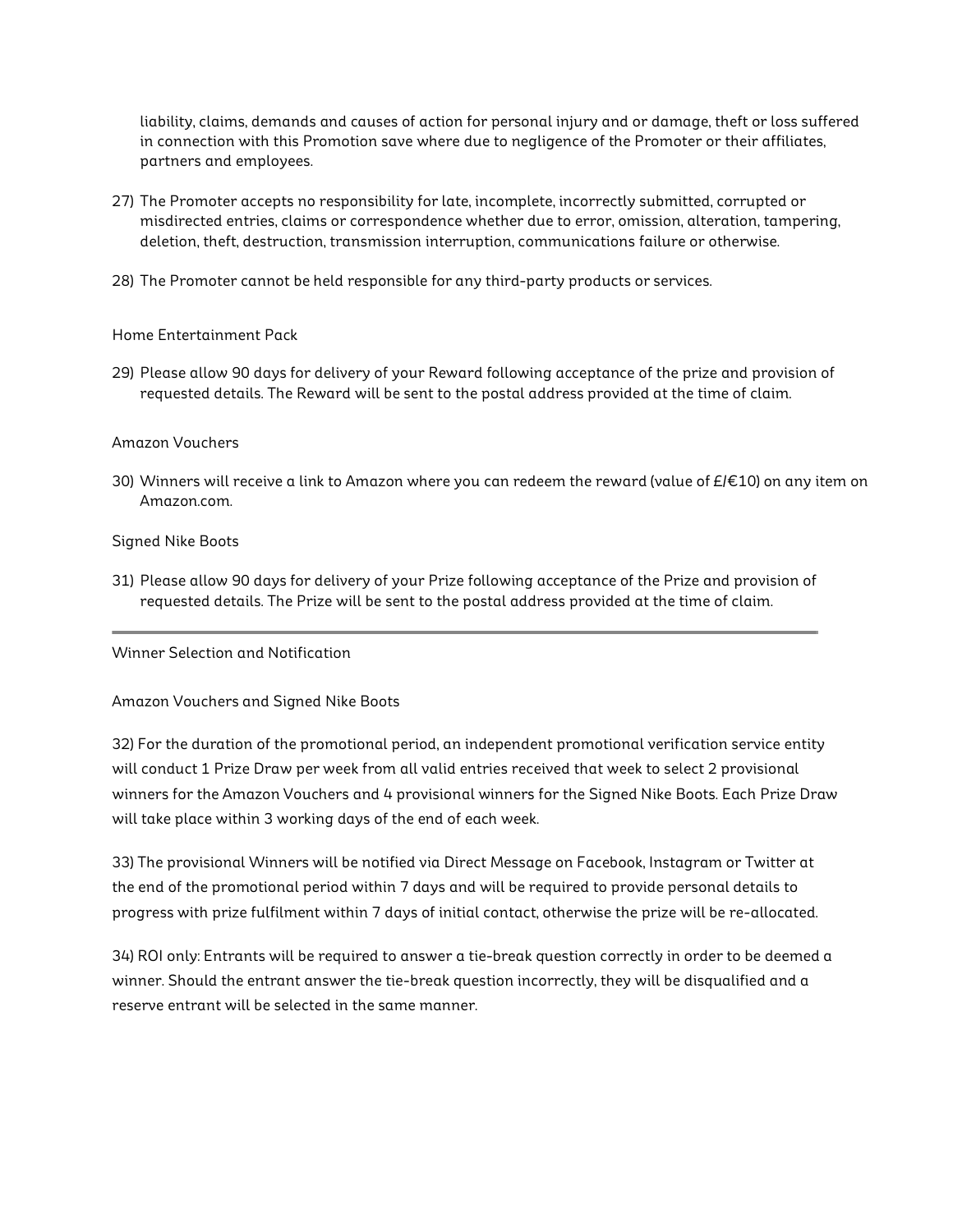liability, claims, demands and causes of action for personal injury and or damage, theft or loss suffered in connection with this Promotion save where due to negligence of the Promoter or their affiliates, partners and employees.

27) The Promoter accepts no responsibility for late, incomplete, incorrectly submitted, corrupted or misdirected entries, claims or correspondence whether due to error, omission, alteration, tampering, deletion, theft, destruction, transmission interruption, communications failure or otherwise.

28) The Promoter cannot be held responsible for any third-party products or services.

Home Entertainment Pack

29) Please allow 90 days for delivery of your Reward following acceptance of the prize and provision of requested details. The Reward will be sent to the postal address provided at the time of claim.

Amazon Vouchers

30) Winners will receive a link to Amazon where you can redeem the reward (value of £/€10) on any item on Amazon.com.

Signed Nike Boots

31) Please allow 90 days for delivery of your Prize following acceptance of the Prize and provision of requested details. The Prize will be sent to the postal address provided at the time of claim.

---

Winner Selection and Notification

Amazon Vouchers and Signed Nike Boots

32) For the duration of the promotional period, an independent promotional verification service entity will conduct 1 Prize Draw per week from all valid entries received that week to select 2 provisional winners for the Amazon Vouchers and 4 provisional winners for the Signed Nike Boots. Each Prize Draw will take place within 3 working days of the end of each week.

33) The provisional Winners will be notified via Direct Message on Facebook, Instagram or Twitter at the end of the promotional period within 7 days and will be required to provide personal details to progress with prize fulfilment within 7 days of initial contact, otherwise the prize will be re-allocated.

34) ROI only: Entrants will be required to answer a tie-break question correctly in order to be deemed a winner. Should the entrant answer the tie-break question incorrectly, they will be disqualified and a reserve entrant will be selected in the same manner.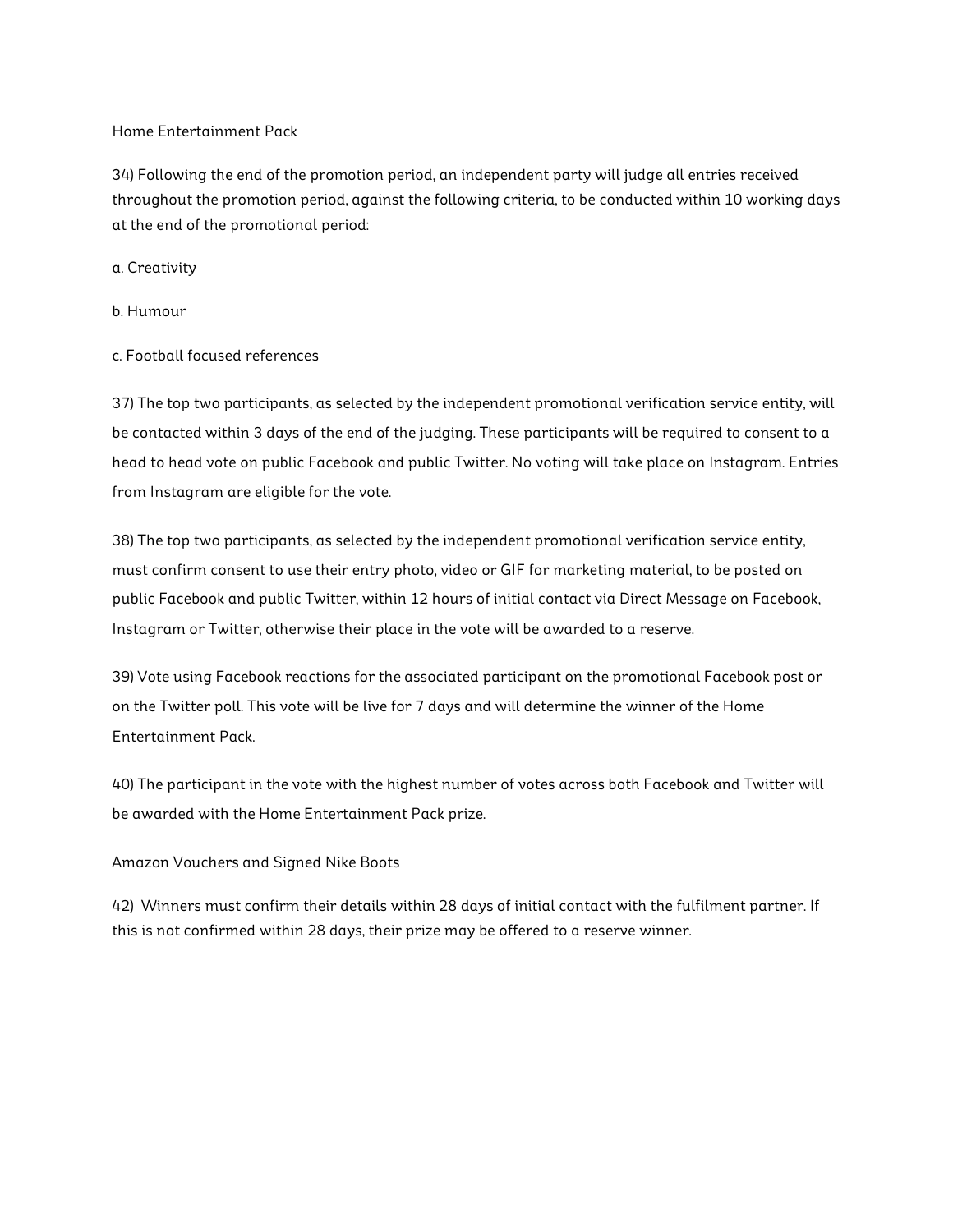Home Entertainment Pack

34) Following the end of the promotion period, an independent party will judge all entries received throughout the promotion period, against the following criteria, to be conducted within 10 working days at the end of the promotional period:

a. Creativity

b. Humour

c. Football focused references

37) The top two participants, as selected by the independent promotional verification service entity, will be contacted within 3 days of the end of the judging. These participants will be required to consent to a head to head vote on public Facebook and public Twitter. No voting will take place on Instagram. Entries from Instagram are eligible for the vote.

38) The top two participants, as selected by the independent promotional verification service entity, must confirm consent to use their entry photo, video or GIF for marketing material, to be posted on public Facebook and public Twitter, within 12 hours of initial contact via Direct Message on Facebook, Instagram or Twitter, otherwise their place in the vote will be awarded to a reserve.

39) Vote using Facebook reactions for the associated participant on the promotional Facebook post or on the Twitter poll. This vote will be live for 7 days and will determine the winner of the Home Entertainment Pack.

40) The participant in the vote with the highest number of votes across both Facebook and Twitter will be awarded with the Home Entertainment Pack prize.

Amazon Vouchers and Signed Nike Boots

42) Winners must confirm their details within 28 days of initial contact with the fulfilment partner. If this is not confirmed within 28 days, their prize may be offered to a reserve winner.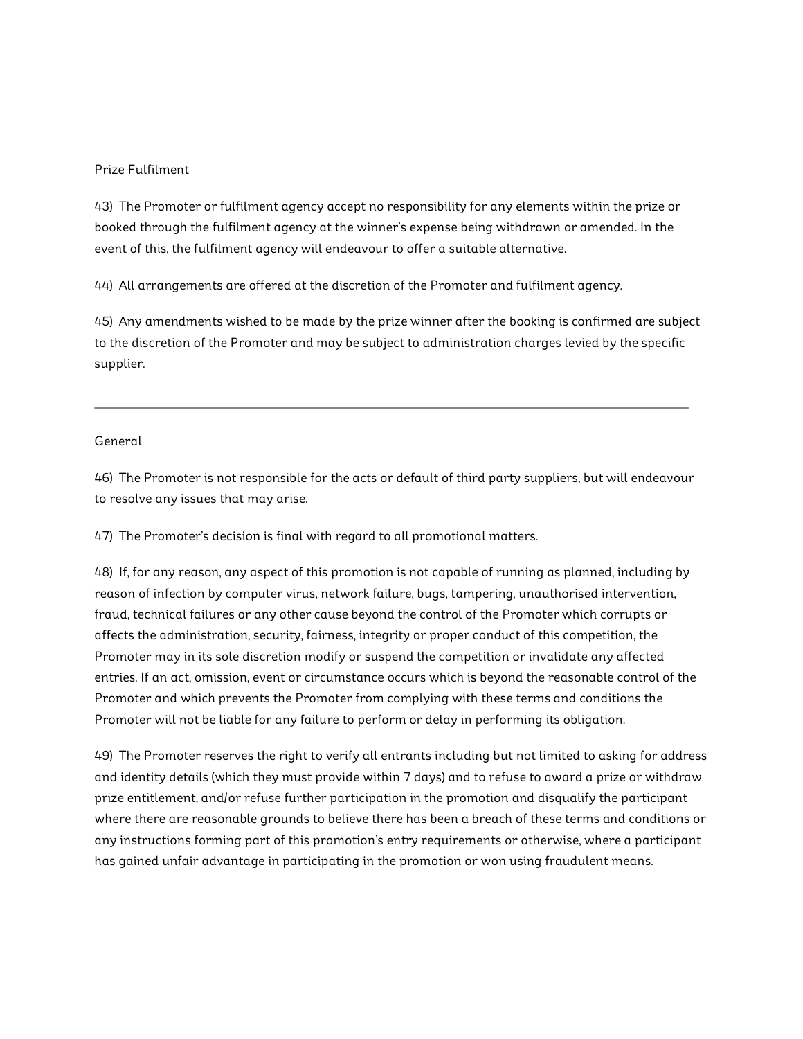## Prize Fulfilment

43) The Promoter or fulfilment agency accept no responsibility for any elements within the prize or booked through the fulfilment agency at the winner's expense being withdrawn or amended. In the event of this, the fulfilment agency will endeavour to offer a suitable alternative.

44) All arrangements are offered at the discretion of the Promoter and fulfilment agency.

45) Any amendments wished to be made by the prize winner after the booking is confirmed are subject to the discretion of the Promoter and may be subject to administration charges levied by the specific supplier.

---

## General

46) The Promoter is not responsible for the acts or default of third party suppliers, but will endeavour to resolve any issues that may arise.

47) The Promoter's decision is final with regard to all promotional matters.

48) If, for any reason, any aspect of this promotion is not capable of running as planned, including by reason of infection by computer virus, network failure, bugs, tampering, unauthorised intervention, fraud, technical failures or any other cause beyond the control of the Promoter which corrupts or affects the administration, security, fairness, integrity or proper conduct of this competition, the Promoter may in its sole discretion modify or suspend the competition or invalidate any affected entries. If an act, omission, event or circumstance occurs which is beyond the reasonable control of the Promoter and which prevents the Promoter from complying with these terms and conditions the Promoter will not be liable for any failure to perform or delay in performing its obligation.

49) The Promoter reserves the right to verify all entrants including but not limited to asking for address and identity details (which they must provide within 7 days) and to refuse to award a prize or withdraw prize entitlement, and/or refuse further participation in the promotion and disqualify the participant where there are reasonable grounds to believe there has been a breach of these terms and conditions or any instructions forming part of this promotion's entry requirements or otherwise, where a participant has gained unfair advantage in participating in the promotion or won using fraudulent means.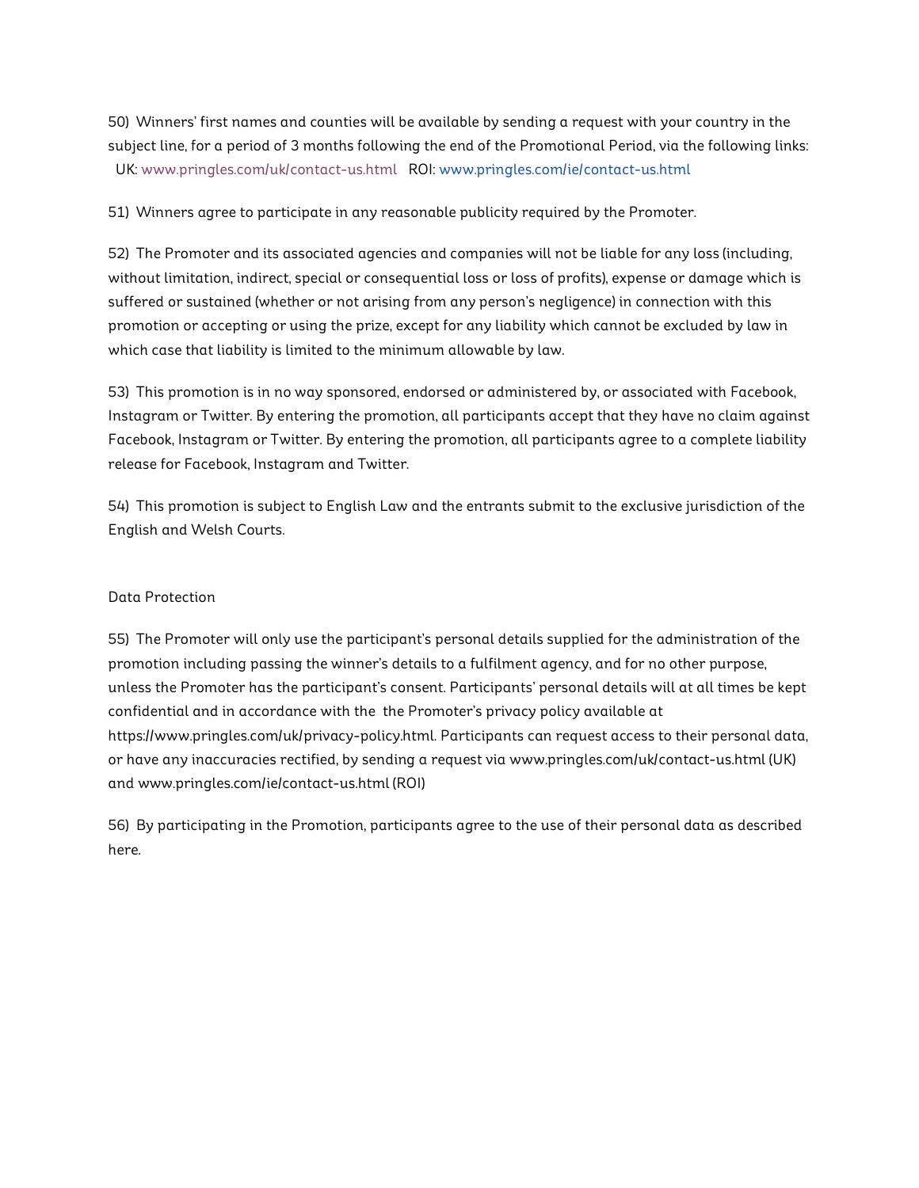50) Winners' first names and counties will be available by sending a request with your country in the subject line, for a period of 3 months following the end of the Promotional Period, via the following links: UK: www.pringles.com/uk/contact-us.html ROI: www.pringles.com/ie/contact-us.html

51) Winners agree to participate in any reasonable publicity required by the Promoter.

52) The Promoter and its associated agencies and companies will not be liable for any loss (including, without limitation, indirect, special or consequential loss or loss of profits), expense or damage which is suffered or sustained (whether or not arising from any person's negligence) in connection with this promotion or accepting or using the prize, except for any liability which cannot be excluded by law in which case that liability is limited to the minimum allowable by law.

53) This promotion is in no way sponsored, endorsed or administered by, or associated with Facebook, Instagram or Twitter. By entering the promotion, all participants accept that they have no claim against Facebook, Instagram or Twitter. By entering the promotion, all participants agree to a complete liability release for Facebook, Instagram and Twitter.

54) This promotion is subject to English Law and the entrants submit to the exclusive jurisdiction of the English and Welsh Courts.

Data Protection

55) The Promoter will only use the participant's personal details supplied for the administration of the promotion including passing the winner's details to a fulfilment agency, and for no other purpose, unless the Promoter has the participant's consent. Participants' personal details will at all times be kept confidential and in accordance with the the Promoter's privacy policy available at https://www.pringles.com/uk/privacy-policy.html. Participants can request access to their personal data, or have any inaccuracies rectified, by sending a request via www.pringles.com/uk/contact-us.html (UK) and www.pringles.com/ie/contact-us.html (ROI)

56) By participating in the Promotion, participants agree to the use of their personal data as described here.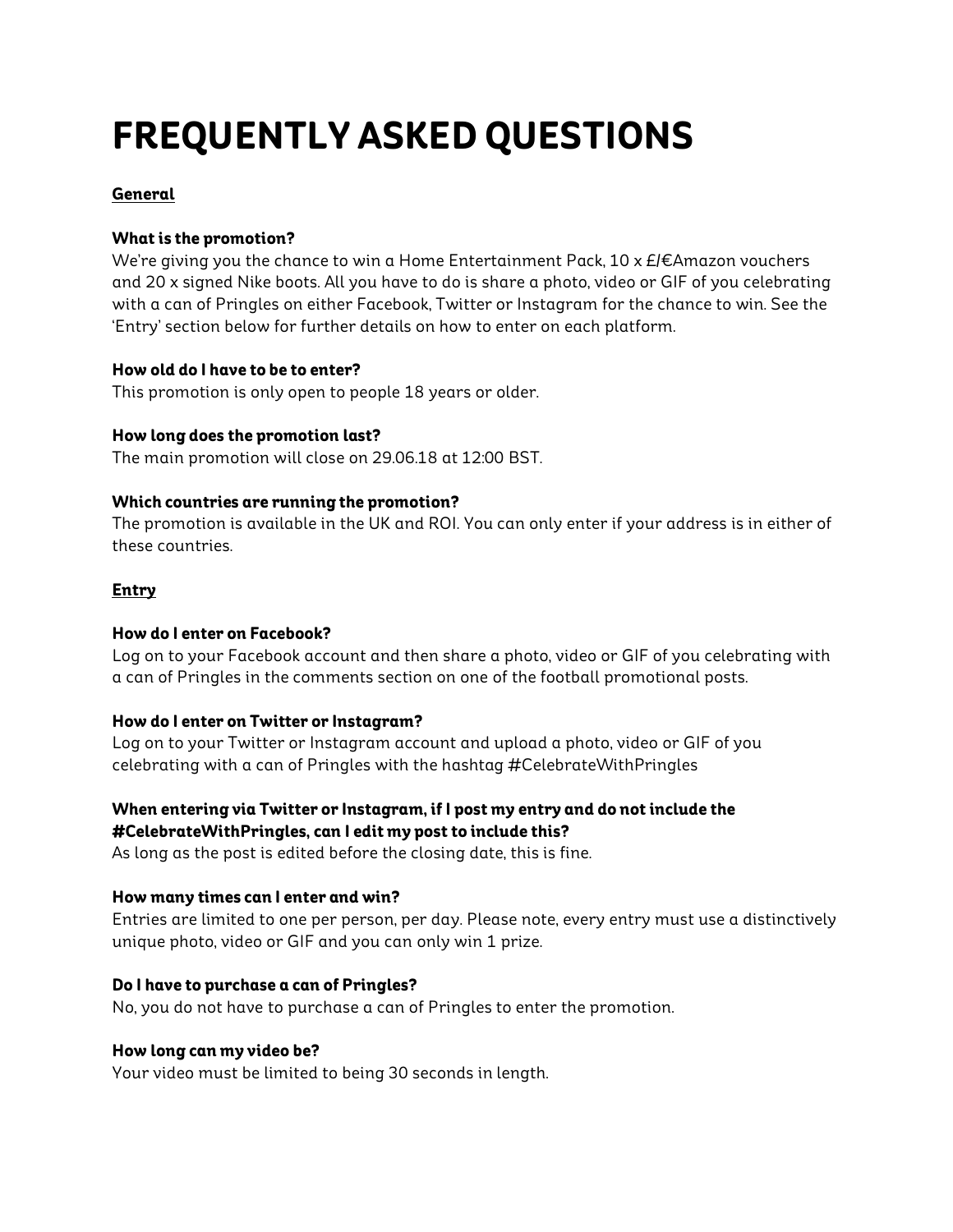# FREQUENTLY ASKED QUESTIONS

**General**

**What is the promotion?**
We're giving you the chance to win a Home Entertainment Pack, 10 x £/€Amazon vouchers and 20 x signed Nike boots. All you have to do is share a photo, video or GIF of you celebrating with a can of Pringles on either Facebook, Twitter or Instagram for the chance to win. See the 'Entry' section below for further details on how to enter on each platform.

**How old do I have to be to enter?**
This promotion is only open to people 18 years or older.

**How long does the promotion last?**
The main promotion will close on 29.06.18 at 12:00 BST.

**Which countries are running the promotion?**
The promotion is available in the UK and ROI. You can only enter if your address is in either of these countries.

**Entry**

**How do I enter on Facebook?**
Log on to your Facebook account and then share a photo, video or GIF of you celebrating with a can of Pringles in the comments section on one of the football promotional posts.

**How do I enter on Twitter or Instagram?**
Log on to your Twitter or Instagram account and upload a photo, video or GIF of you celebrating with a can of Pringles with the hashtag #CelebrateWithPringles

**When entering via Twitter or Instagram, if I post my entry and do not include the #CelebrateWithPringles, can I edit my post to include this?**
As long as the post is edited before the closing date, this is fine.

**How many times can I enter and win?**
Entries are limited to one per person, per day. Please note, every entry must use a distinctively unique photo, video or GIF and you can only win 1 prize.

**Do I have to purchase a can of Pringles?**
No, you do not have to purchase a can of Pringles to enter the promotion.

**How long can my video be?**
Your video must be limited to being 30 seconds in length.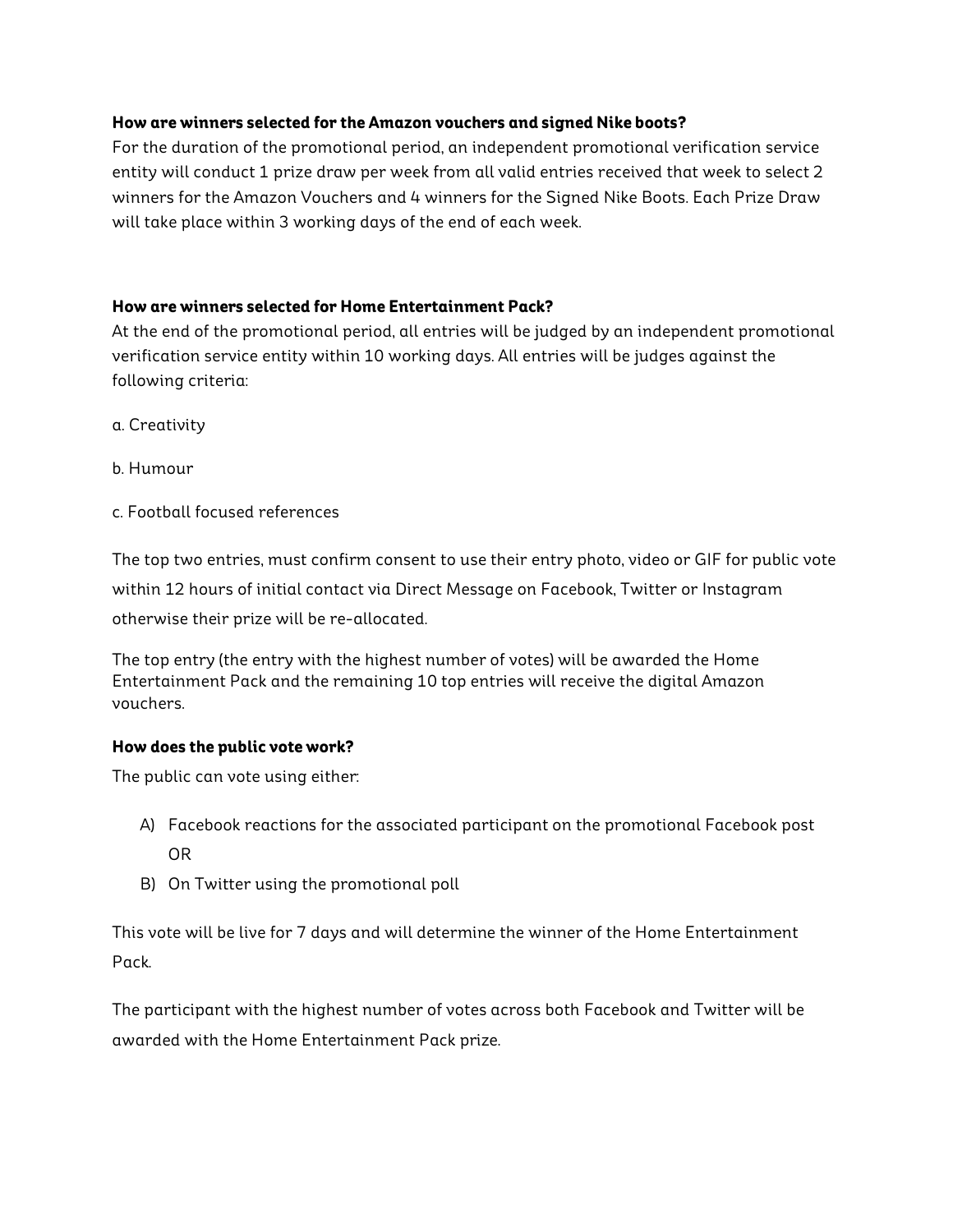**How are winners selected for the Amazon vouchers and signed Nike boots?**

For the duration of the promotional period, an independent promotional verification service entity will conduct 1 prize draw per week from all valid entries received that week to select 2 winners for the Amazon Vouchers and 4 winners for the Signed Nike Boots. Each Prize Draw will take place within 3 working days of the end of each week.

**How are winners selected for Home Entertainment Pack?**

At the end of the promotional period, all entries will be judged by an independent promotional verification service entity within 10 working days. All entries will be judges against the following criteria:

a. Creativity

b. Humour

c. Football focused references

The top two entries, must confirm consent to use their entry photo, video or GIF for public vote within 12 hours of initial contact via Direct Message on Facebook, Twitter or Instagram otherwise their prize will be re-allocated.

The top entry (the entry with the highest number of votes) will be awarded the Home Entertainment Pack and the remaining 10 top entries will receive the digital Amazon vouchers.

**How does the public vote work?**

The public can vote using either:

A) Facebook reactions for the associated participant on the promotional Facebook post OR
B) On Twitter using the promotional poll

This vote will be live for 7 days and will determine the winner of the Home Entertainment Pack.

The participant with the highest number of votes across both Facebook and Twitter will be awarded with the Home Entertainment Pack prize.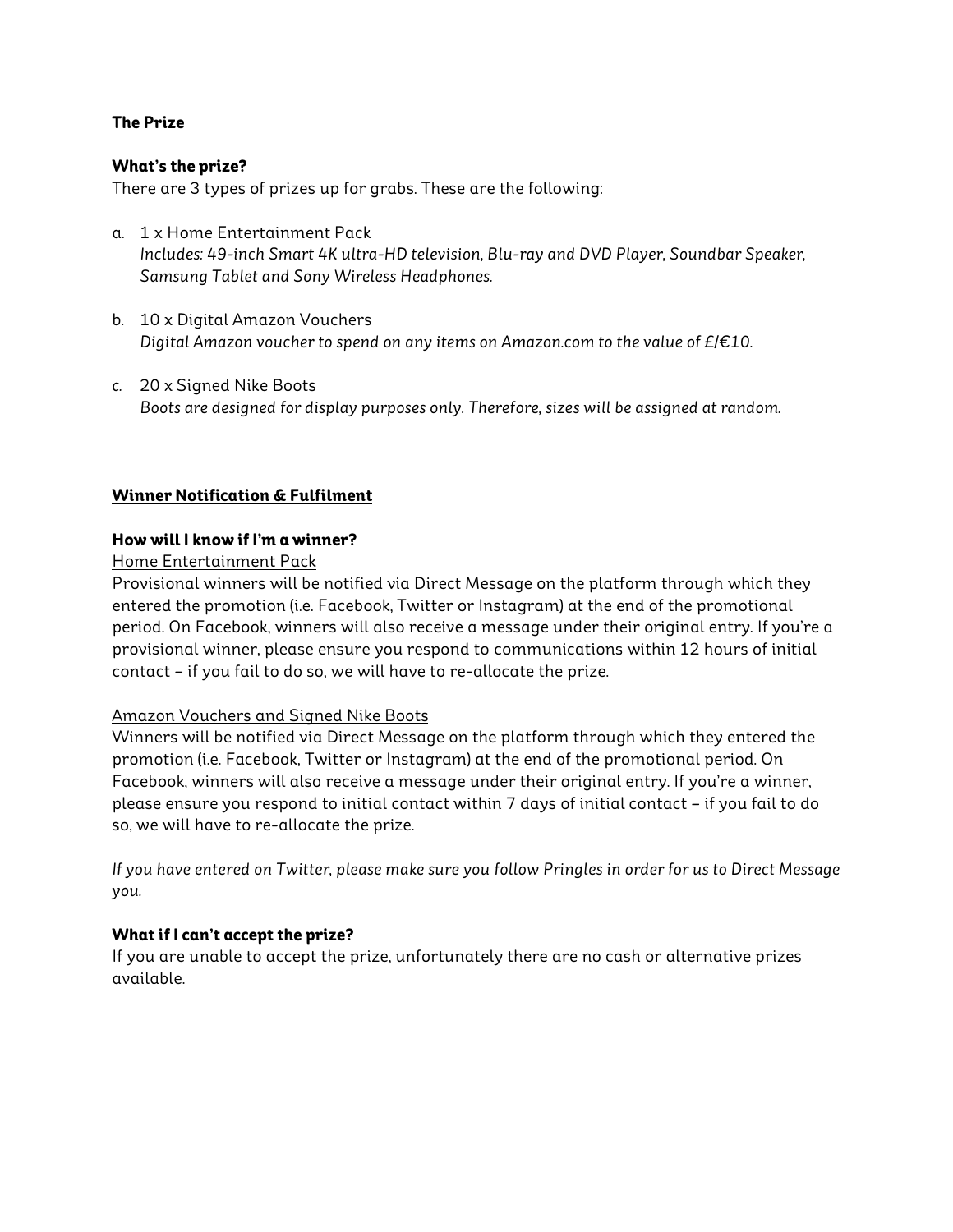## The Prize

### What's the prize?

There are 3 types of prizes up for grabs. These are the following:

a. 1 x Home Entertainment Pack
   *Includes: 49-inch Smart 4K ultra-HD television, Blu-ray and DVD Player, Soundbar Speaker, Samsung Tablet and Sony Wireless Headphones.*

b. 10 x Digital Amazon Vouchers
   *Digital Amazon voucher to spend on any items on Amazon.com to the value of £/€10.*

c. 20 x Signed Nike Boots
   *Boots are designed for display purposes only. Therefore, sizes will be assigned at random.*

## Winner Notification & Fulfilment

### How will I know if I'm a winner?

Home Entertainment Pack

Provisional winners will be notified via Direct Message on the platform through which they entered the promotion (i.e. Facebook, Twitter or Instagram) at the end of the promotional period. On Facebook, winners will also receive a message under their original entry. If you're a provisional winner, please ensure you respond to communications within 12 hours of initial contact – if you fail to do so, we will have to re-allocate the prize.

Amazon Vouchers and Signed Nike Boots

Winners will be notified via Direct Message on the platform through which they entered the promotion (i.e. Facebook, Twitter or Instagram) at the end of the promotional period. On Facebook, winners will also receive a message under their original entry. If you're a winner, please ensure you respond to initial contact within 7 days of initial contact – if you fail to do so, we will have to re-allocate the prize.

*If you have entered on Twitter, please make sure you follow Pringles in order for us to Direct Message you.*

### What if I can't accept the prize?

If you are unable to accept the prize, unfortunately there are no cash or alternative prizes available.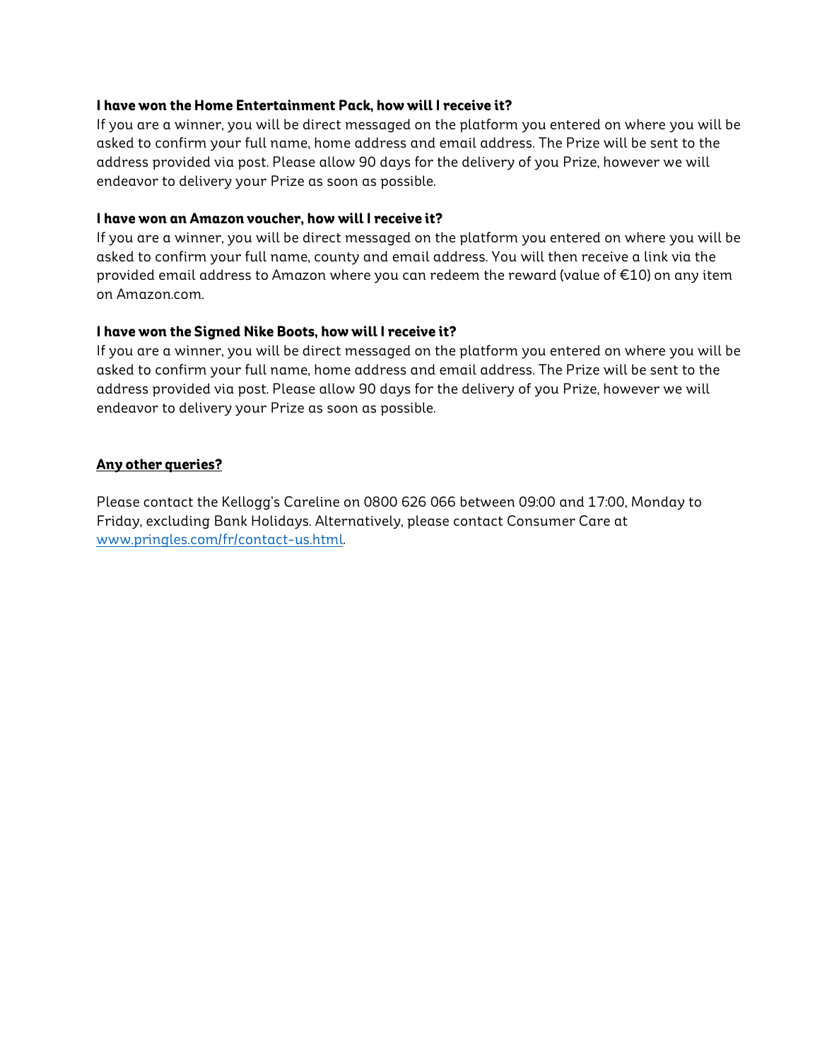**I have won the Home Entertainment Pack, how will I receive it?**
If you are a winner, you will be direct messaged on the platform you entered on where you will be asked to confirm your full name, home address and email address. The Prize will be sent to the address provided via post. Please allow 90 days for the delivery of you Prize, however we will endeavor to delivery your Prize as soon as possible.

**I have won an Amazon voucher, how will I receive it?**
If you are a winner, you will be direct messaged on the platform you entered on where you will be asked to confirm your full name, county and email address. You will then receive a link via the provided email address to Amazon where you can redeem the reward (value of €10) on any item on Amazon.com.

**I have won the Signed Nike Boots, how will I receive it?**
If you are a winner, you will be direct messaged on the platform you entered on where you will be asked to confirm your full name, home address and email address. The Prize will be sent to the address provided via post. Please allow 90 days for the delivery of you Prize, however we will endeavor to delivery your Prize as soon as possible.

**Any other queries?**

Please contact the Kellogg's Careline on 0800 626 066 between 09:00 and 17:00, Monday to Friday, excluding Bank Holidays. Alternatively, please contact Consumer Care at [www.pringles.com/fr/contact-us.html](www.pringles.com/fr/contact-us.html).